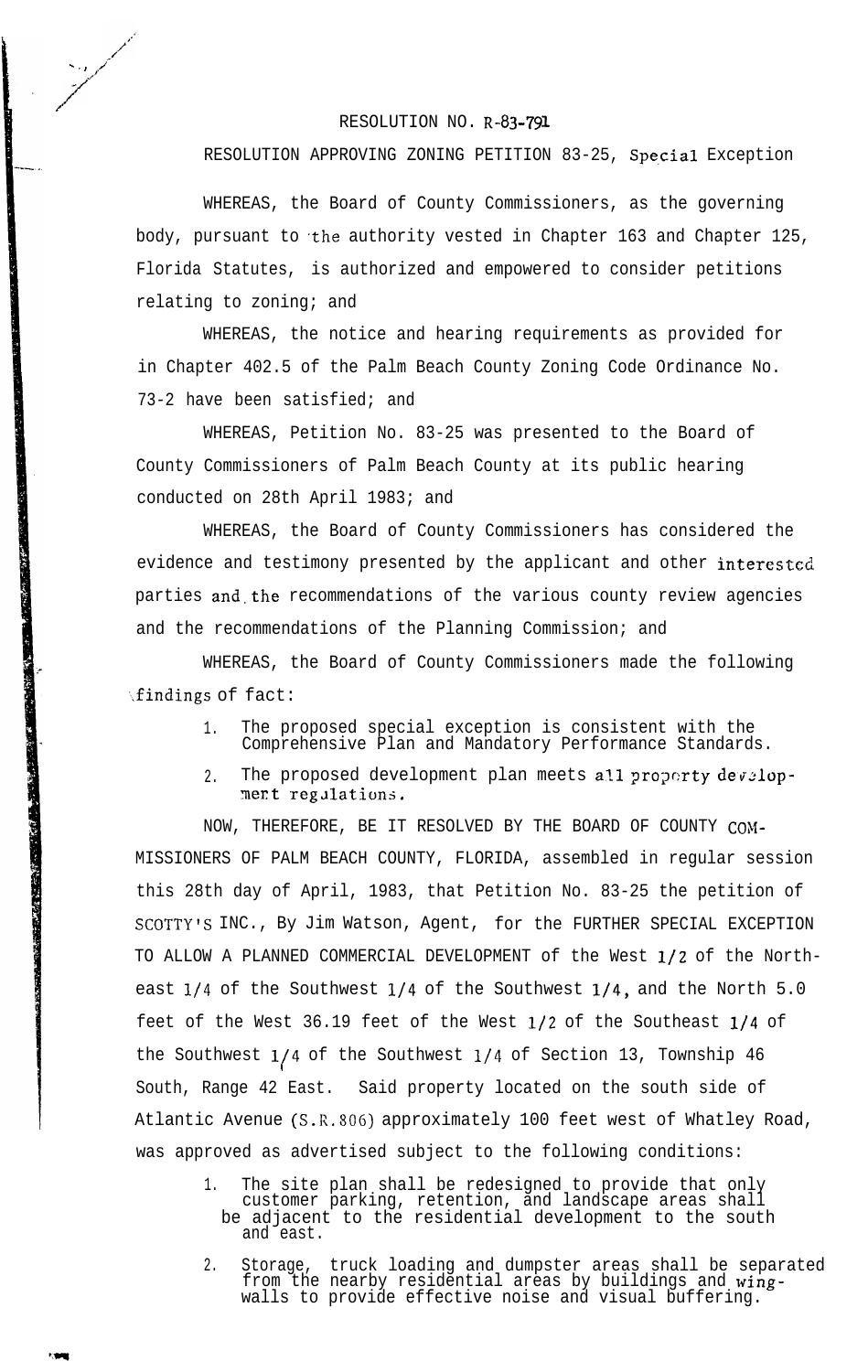# RESOLUTION NO. R-83-791

## RESOLUTION APPROVING ZONING PETITION 83-25, Special Exception

WHEREAS, the Board of County Commissioners, as the governing body, pursuant to the authority vested in Chapter 163 and Chapter 125, Florida Statutes, is authorized and empowered to consider petitions relating to zoning; and

WHEREAS, the notice and hearing requirements as provided for in Chapter 402.5 of the Palm Beach County Zoning Code Ordinance No. 73-2 have been satisfied; and

WHEREAS, Petition No. 83-25 was presented to the Board of County Commissioners of Palm Beach County at its public hearing conducted on 28th April 1983; and

WHEREAS, the Board of County Commissioners has considered the evidence and testimony presented by the applicant and other interested parties and the recommendations of the various county review agencies and the recommendations of the Planning Commission; and

WHEREAS, the Board of County Commissioners made the following findings of fact:

1. The proposed special exception is consistent with the Comprehensive Plan and Mandatory Performance Standards.
2. The proposed development plan meets all property development regulations.

NOW, THEREFORE, BE IT RESOLVED BY THE BOARD OF COUNTY COMMISSIONERS OF PALM BEACH COUNTY, FLORIDA, assembled in regular session this 28th day of April, 1983, that Petition No. 83-25 the petition of SCOTTY'S INC., By Jim Watson, Agent, for the FURTHER SPECIAL EXCEPTION TO ALLOW A PLANNED COMMERCIAL DEVELOPMENT of the West 1/2 of the Northeast 1/4 of the Southwest 1/4 of the Southwest 1/4, and the North 5.0 feet of the West 36.19 feet of the West 1/2 of the Southeast 1/4 of the Southwest 1/4 of the Southwest 1/4 of Section 13, Township 46 South, Range 42 East. Said property located on the south side of Atlantic Avenue (S.R.806) approximately 100 feet west of Whatley Road, was approved as advertised subject to the following conditions:

1. The site plan shall be redesigned to provide that only customer parking, retention, and landscape areas shall be adjacent to the residential development to the south and east.
2. Storage, truck loading and dumpster areas shall be separated from the nearby residential areas by buildings and wing-walls to provide effective noise and visual buffering.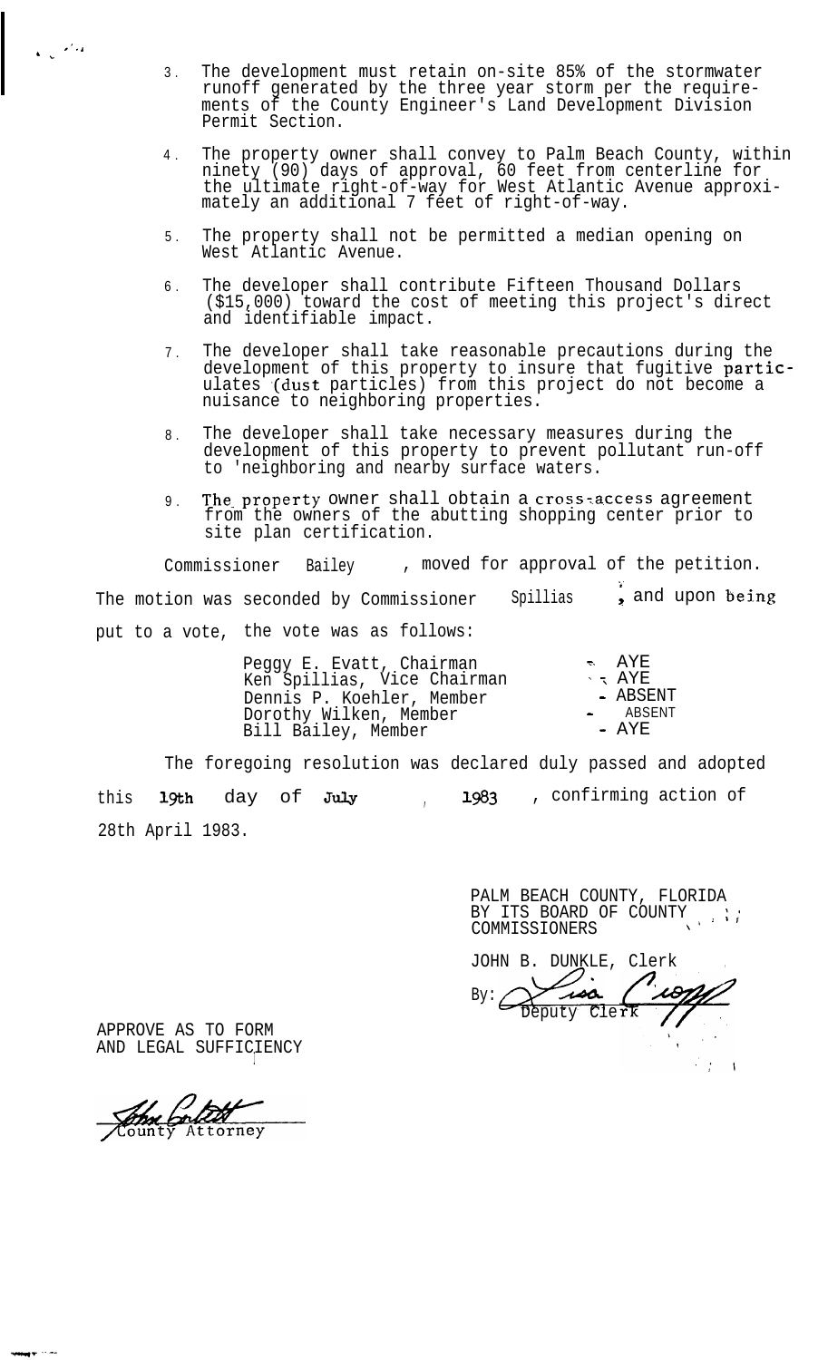3. The development must retain on-site 85% of the stormwater runoff generated by the three year storm per the requirements of the County Engineer's Land Development Division Permit Section.

4. The property owner shall convey to Palm Beach County, within ninety (90) days of approval, 60 feet from centerline for the ultimate right-of-way for West Atlantic Avenue approximately an additional 7 feet of right-of-way.

5. The property shall not be permitted a median opening on West Atlantic Avenue.

6. The developer shall contribute Fifteen Thousand Dollars ($15,000) toward the cost of meeting this project's direct and identifiable impact.

7. The developer shall take reasonable precautions during the development of this property to insure that fugitive particulates (dust particles) from this project do not become a nuisance to neighboring properties.

8. The developer shall take necessary measures during the development of this property to prevent pollutant run-off to 'neighboring and nearby surface waters.

9. The property owner shall obtain a cross-access agreement from the owners of the abutting shopping center prior to site plan certification.

Commissioner Bailey, moved for approval of the petition. The motion was seconded by Commissioner Spillias, and upon being put to a vote, the vote was as follows:

| | |
|---|---|
| Peggy E. Evatt, Chairman | - AYE |
| Ken Spillias, Vice Chairman | - AYE |
| Dennis P. Koehler, Member | - ABSENT |
| Dorothy Wilken, Member | - ABSENT |
| Bill Bailey, Member | - AYE |

The foregoing resolution was declared duly passed and adopted this 19th day of July, 1983, confirming action of 28th April 1983.

PALM BEACH COUNTY, FLORIDA
BY ITS BOARD OF COUNTY
COMMISSIONERS

JOHN B. DUNKLE, Clerk

By: Lisa Croff
Deputy Clerk

APPROVE AS TO FORM
AND LEGAL SUFFICIENCY

County Attorney